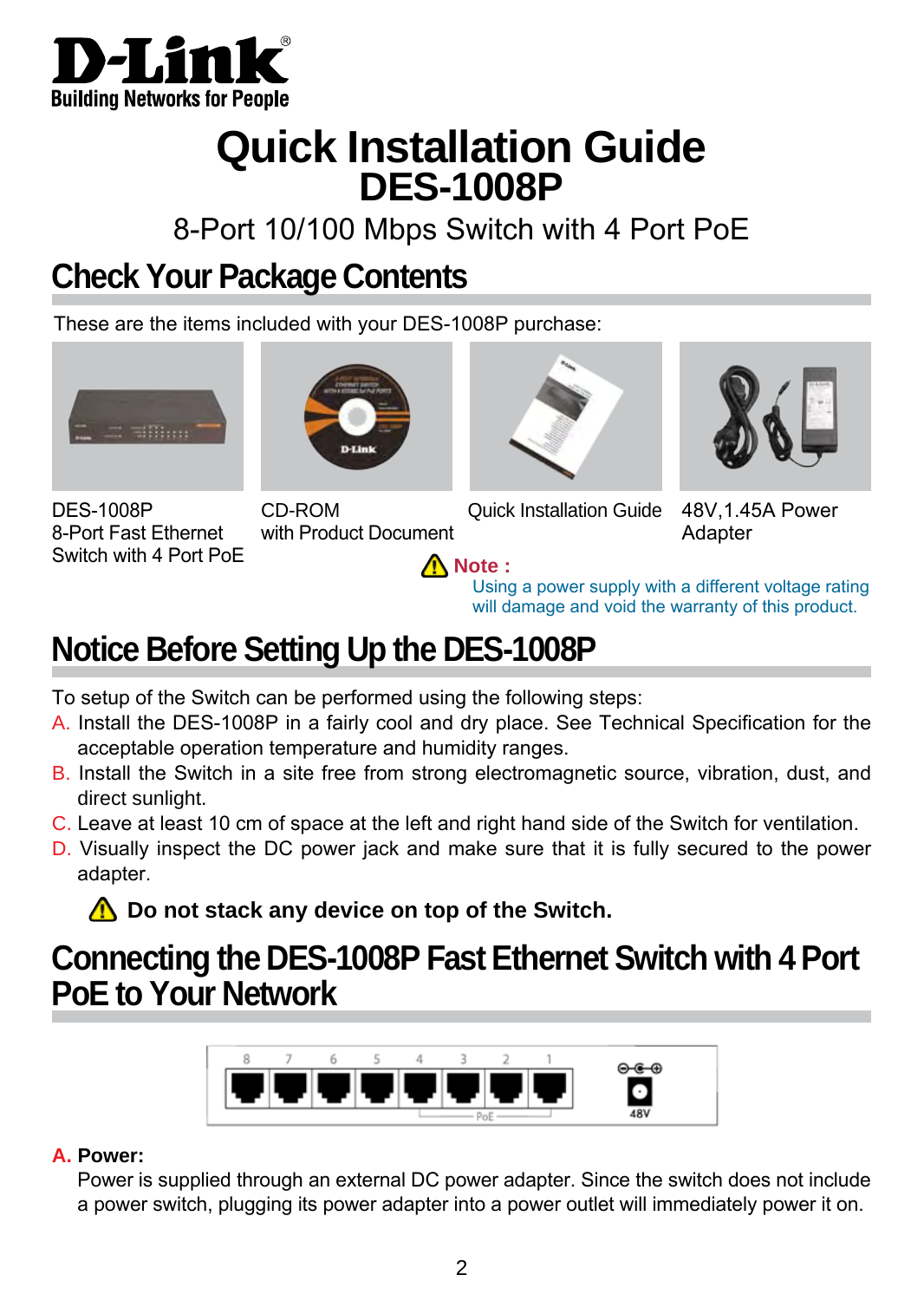D-Link®
Building Networks for People

# Quick Installation Guide
# DES-1008P

8-Port 10/100 Mbps Switch with 4 Port PoE

## Check Your Package Contents

These are the items included with your DES-1008P purchase:

DES-1008P
8-Port Fast Ethernet Switch with 4 Port PoE

CD-ROM
with Product Document

Quick Installation Guide

48V,1.45A Power Adapter

⚠ **Note :**
Using a power supply with a different voltage rating will damage and void the warranty of this product.

## Notice Before Setting Up the DES-1008P

To setup of the Switch can be performed using the following steps:

A. Install the DES-1008P in a fairly cool and dry place. See Technical Specification for the acceptable operation temperature and humidity ranges.
B. Install the Switch in a site free from strong electromagnetic source, vibration, dust, and direct sunlight.
C. Leave at least 10 cm of space at the left and right hand side of the Switch for ventilation.
D. Visually inspect the DC power jack and make sure that it is fully secured to the power adapter.

⚠ **Do not stack any device on top of the Switch.**

## Connecting the DES-1008P Fast Ethernet Switch with 4 Port PoE to Your Network

8 7 6 5 4 3 2 1
PoE
48V

**A. Power:**
Power is supplied through an external DC power adapter. Since the switch does not include a power switch, plugging its power adapter into a power outlet will immediately power it on.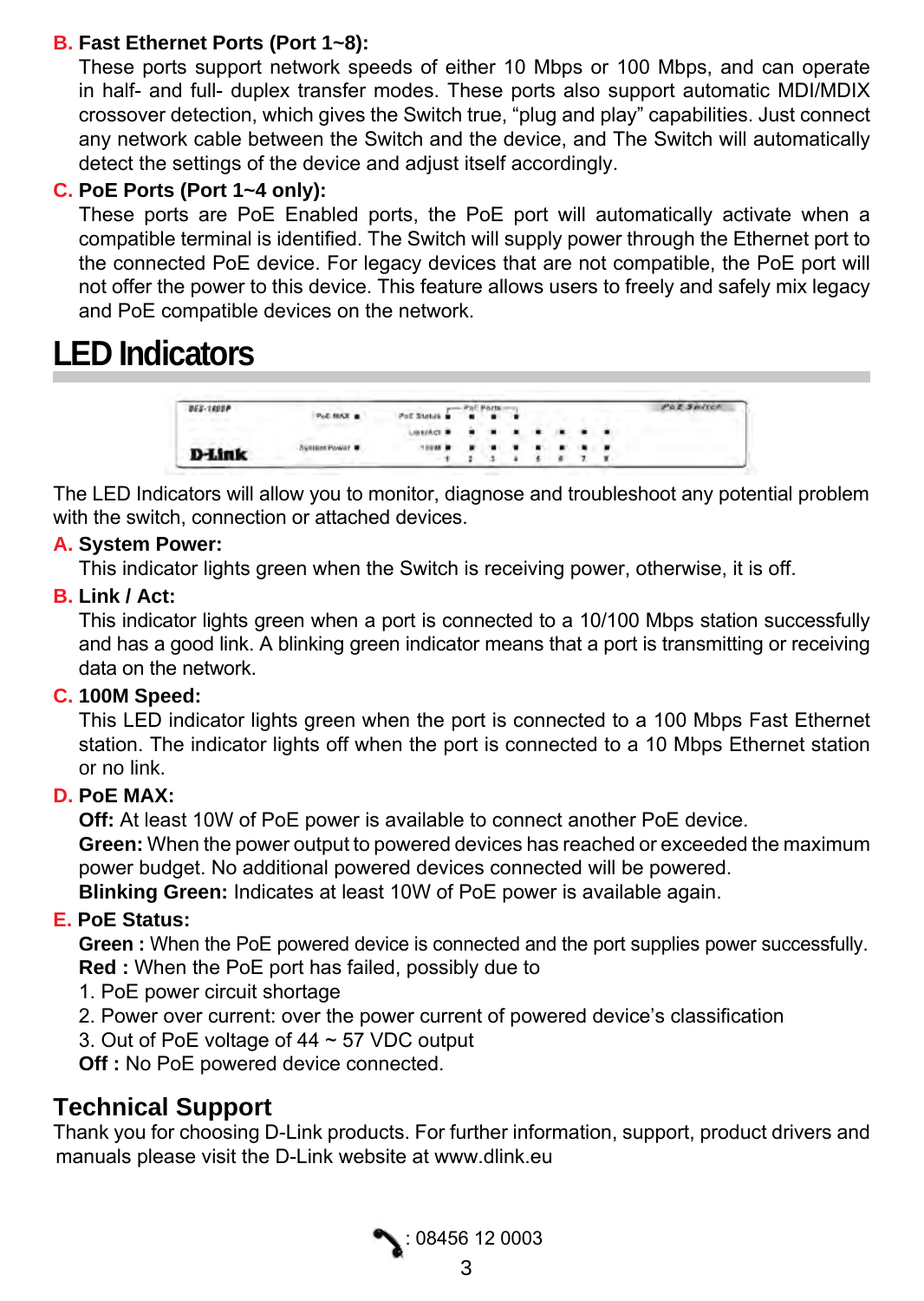**B. Fast Ethernet Ports (Port 1~8):**

These ports support network speeds of either 10 Mbps or 100 Mbps, and can operate in half- and full- duplex transfer modes. These ports also support automatic MDI/MDIX crossover detection, which gives the Switch true, “plug and play” capabilities. Just connect any network cable between the Switch and the device, and The Switch will automatically detect the settings of the device and adjust itself accordingly.

**C. PoE Ports (Port 1~4 only):**

These ports are PoE Enabled ports, the PoE port will automatically activate when a compatible terminal is identified. The Switch will supply power through the Ethernet port to the connected PoE device. For legacy devices that are not compatible, the PoE port will not offer the power to this device. This feature allows users to freely and safely mix legacy and PoE compatible devices on the network.

# LED Indicators

The LED Indicators will allow you to monitor, diagnose and troubleshoot any potential problem with the switch, connection or attached devices.

**A. System Power:**

This indicator lights green when the Switch is receiving power, otherwise, it is off.

**B. Link / Act:**

This indicator lights green when a port is connected to a 10/100 Mbps station successfully and has a good link. A blinking green indicator means that a port is transmitting or receiving data on the network.

**C. 100M Speed:**

This LED indicator lights green when the port is connected to a 100 Mbps Fast Ethernet station. The indicator lights off when the port is connected to a 10 Mbps Ethernet station or no link.

**D. PoE MAX:**

**Off:** At least 10W of PoE power is available to connect another PoE device.
**Green:** When the power output to powered devices has reached or exceeded the maximum power budget. No additional powered devices connected will be powered.
**Blinking Green:** Indicates at least 10W of PoE power is available again.

**E. PoE Status:**

**Green :** When the PoE powered device is connected and the port supplies power successfully.
**Red :** When the PoE port has failed, possibly due to

1. PoE power circuit shortage
2. Power over current: over the power current of powered device’s classification
3. Out of PoE voltage of 44 ~ 57 VDC output

**Off :** No PoE powered device connected.

## Technical Support

Thank you for choosing D-Link products. For further information, support, product drivers and manuals please visit the D-Link website at www.dlink.eu

: 08456 12 0003